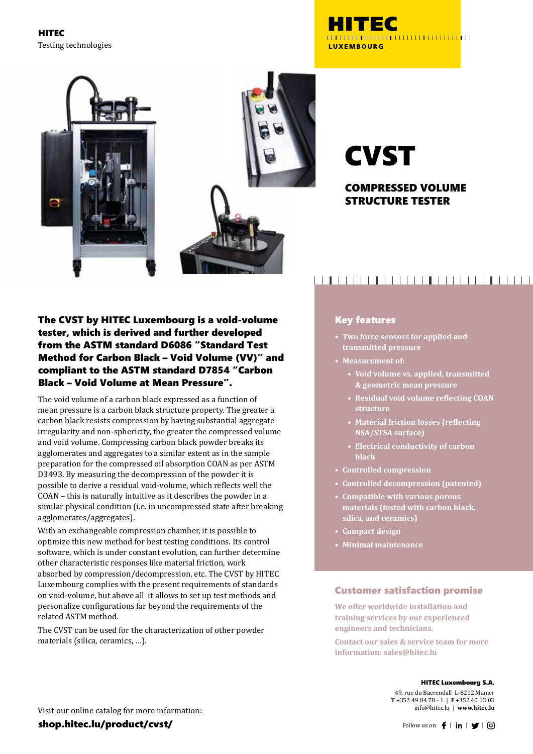**HITEC**
Testing technologies

HITEC LUXEMBOURG

# CVST

## COMPRESSED VOLUME STRUCTURE TESTER

**The CVST by HITEC Luxembourg is a void-volume tester, which is derived and further developed from the ASTM standard D6086 "Standard Test Method for Carbon Black – Void Volume (VV)" and compliant to the ASTM standard D7854 "Carbon Black – Void Volume at Mean Pressure".**

The void volume of a carbon black expressed as a function of mean pressure is a carbon black structure property. The greater a carbon black resists compression by having substantial aggregate irregularity and non-sphericity, the greater the compressed volume and void volume. Compressing carbon black powder breaks its agglomerates and aggregates to a similar extent as in the sample preparation for the compressed oil absorption COAN as per ASTM D3493. By measuring the decompression of the powder it is possible to derive a residual void-volume, which reflects well the COAN – this is naturally intuitive as it describes the powder in a similar physical condition (i.e. in uncompressed state after breaking agglomerates/aggregates).

With an exchangeable compression chamber, it is possible to optimize this new method for best testing conditions. Its control software, which is under constant evolution, can further determine other characteristic responses like material friction, work absorbed by compression/decompression, etc. The CVST by HITEC Luxembourg complies with the present requirements of standards on void-volume, but above all it allows to set up test methods and personalize configurations far beyond the requirements of the related ASTM method.

The CVST can be used for the characterization of other powder materials (silica, ceramics, …).

### Key features

- Two force sensors for applied and transmitted pressure
- Measurement of:
  - Void volume vs. applied, transmitted & geometric mean pressure
  - Residual void volume reflecting COAN structure
  - Material friction losses (reflecting NSA/STSA surface)
  - Electrical conductivity of carbon black
- Controlled compression
- Controlled decompression (patented)
- Compatible with various porous materials (tested with carbon black, silica, and ceramics)
- Compact design
- Minimal maintenance

### Customer satisfaction promise

We offer worldwide installation and training services by our experienced engineers and technicians.

Contact our sales & service team for more information: sales@hitec.lu

**HITEC Luxembourg S.A.**
49, rue du Baerendall L-8212 Mamer
**T** +352 49 84 78 - 1 | **F** +352 40 13 03
info@hitec.lu | **www.hitec.lu**

Visit our online catalog for more information:
**shop.hitec.lu/product/cvst/**

Follow us on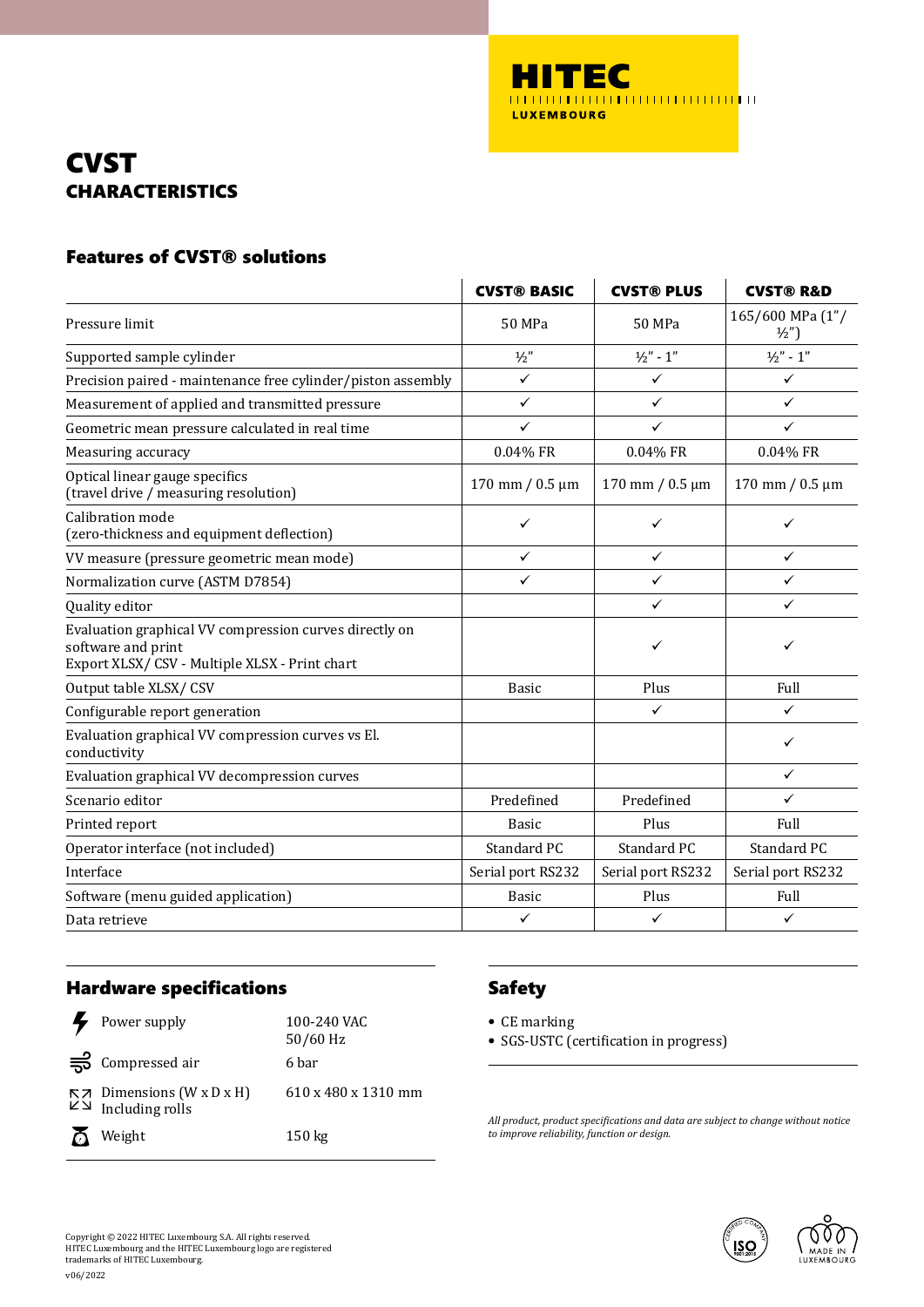# CVST
## CHARACTERISTICS

### Features of CVST® solutions

| | CVST® BASIC | CVST® PLUS | CVST® R&D |
|---|---|---|---|
| Pressure limit | 50 MPa | 50 MPa | 165/600 MPa (1"/ ½") |
| Supported sample cylinder | ½" | ½" - 1" | ½" - 1" |
| Precision paired - maintenance free cylinder/piston assembly | ✓ | ✓ | ✓ |
| Measurement of applied and transmitted pressure | ✓ | ✓ | ✓ |
| Geometric mean pressure calculated in real time | ✓ | ✓ | ✓ |
| Measuring accuracy | 0.04% FR | 0.04% FR | 0.04% FR |
| Optical linear gauge specifics (travel drive / measuring resolution) | 170 mm / 0.5 µm | 170 mm / 0.5 µm | 170 mm / 0.5 µm |
| Calibration mode (zero-thickness and equipment deflection) | ✓ | ✓ | ✓ |
| VV measure (pressure geometric mean mode) | ✓ | ✓ | ✓ |
| Normalization curve (ASTM D7854) | ✓ | ✓ | ✓ |
| Quality editor | | ✓ | ✓ |
| Evaluation graphical VV compression curves directly on software and print Export XLSX/ CSV - Multiple XLSX - Print chart | | ✓ | ✓ |
| Output table XLSX/ CSV | Basic | Plus | Full |
| Configurable report generation | | ✓ | ✓ |
| Evaluation graphical VV compression curves vs El. conductivity | | | ✓ |
| Evaluation graphical VV decompression curves | | | ✓ |
| Scenario editor | Predefined | Predefined | ✓ |
| Printed report | Basic | Plus | Full |
| Operator interface (not included) | Standard PC | Standard PC | Standard PC |
| Interface | Serial port RS232 | Serial port RS232 | Serial port RS232 |
| Software (menu guided application) | Basic | Plus | Full |
| Data retrieve | ✓ | ✓ | ✓ |

### Hardware specifications

| | |
|---|---|
| Power supply | 100-240 VAC 50/60 Hz |
| Compressed air | 6 bar |
| Dimensions (W x D x H) Including rolls | 610 x 480 x 1310 mm |
| Weight | 150 kg |

### Safety

- CE marking
- SGS-USTC (certification in progress)

*All product, product specifications and data are subject to change without notice to improve reliability, function or design.*

Copyright © 2022 HITEC Luxembourg S.A. All rights reserved.
HITEC Luxembourg and the HITEC Luxembourg logo are registered trademarks of HITEC Luxembourg.

v06/2022